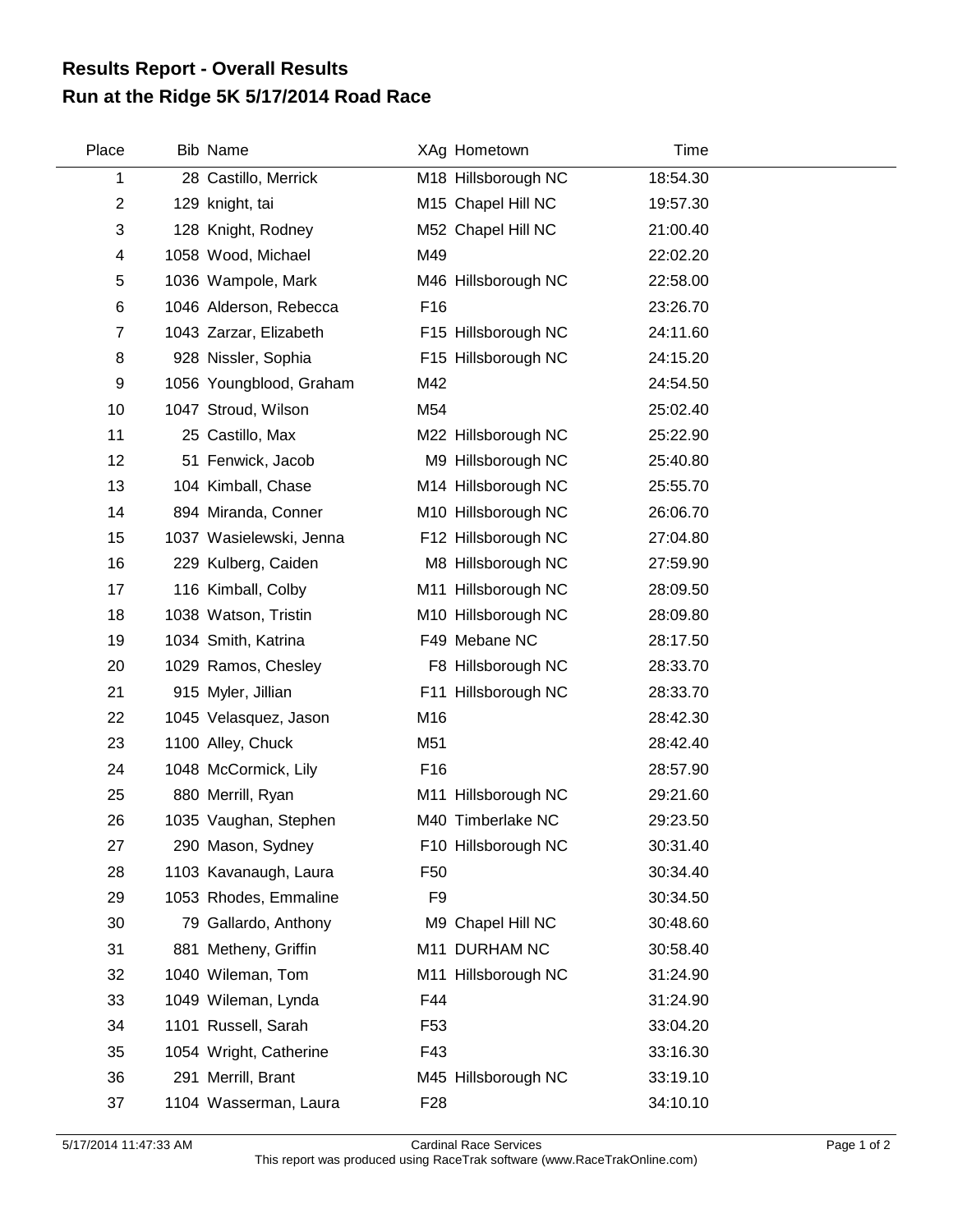# Results Report - Overall Results
# Run at the Ridge 5K 5/17/2014 Road Race

| Place | Bib | Name | XAg | Hometown | Time |
|---|---|---|---|---|---|
| 1 | 28 | Castillo, Merrick | M18 | Hillsborough NC | 18:54.30 |
| 2 | 129 | knight, tai | M15 | Chapel Hill NC | 19:57.30 |
| 3 | 128 | Knight, Rodney | M52 | Chapel Hill NC | 21:00.40 |
| 4 | 1058 | Wood, Michael | M49 | | 22:02.20 |
| 5 | 1036 | Wampole, Mark | M46 | Hillsborough NC | 22:58.00 |
| 6 | 1046 | Alderson, Rebecca | F16 | | 23:26.70 |
| 7 | 1043 | Zarzar, Elizabeth | F15 | Hillsborough NC | 24:11.60 |
| 8 | 928 | Nissler, Sophia | F15 | Hillsborough NC | 24:15.20 |
| 9 | 1056 | Youngblood, Graham | M42 | | 24:54.50 |
| 10 | 1047 | Stroud, Wilson | M54 | | 25:02.40 |
| 11 | 25 | Castillo, Max | M22 | Hillsborough NC | 25:22.90 |
| 12 | 51 | Fenwick, Jacob | M9 | Hillsborough NC | 25:40.80 |
| 13 | 104 | Kimball, Chase | M14 | Hillsborough NC | 25:55.70 |
| 14 | 894 | Miranda, Conner | M10 | Hillsborough NC | 26:06.70 |
| 15 | 1037 | Wasielewski, Jenna | F12 | Hillsborough NC | 27:04.80 |
| 16 | 229 | Kulberg, Caiden | M8 | Hillsborough NC | 27:59.90 |
| 17 | 116 | Kimball, Colby | M11 | Hillsborough NC | 28:09.50 |
| 18 | 1038 | Watson, Tristin | M10 | Hillsborough NC | 28:09.80 |
| 19 | 1034 | Smith, Katrina | F49 | Mebane NC | 28:17.50 |
| 20 | 1029 | Ramos, Chesley | F8 | Hillsborough NC | 28:33.70 |
| 21 | 915 | Myler, Jillian | F11 | Hillsborough NC | 28:33.70 |
| 22 | 1045 | Velasquez, Jason | M16 | | 28:42.30 |
| 23 | 1100 | Alley, Chuck | M51 | | 28:42.40 |
| 24 | 1048 | McCormick, Lily | F16 | | 28:57.90 |
| 25 | 880 | Merrill, Ryan | M11 | Hillsborough NC | 29:21.60 |
| 26 | 1035 | Vaughan, Stephen | M40 | Timberlake NC | 29:23.50 |
| 27 | 290 | Mason, Sydney | F10 | Hillsborough NC | 30:31.40 |
| 28 | 1103 | Kavanaugh, Laura | F50 | | 30:34.40 |
| 29 | 1053 | Rhodes, Emmaline | F9 | | 30:34.50 |
| 30 | 79 | Gallardo, Anthony | M9 | Chapel Hill NC | 30:48.60 |
| 31 | 881 | Metheny, Griffin | M11 | DURHAM NC | 30:58.40 |
| 32 | 1040 | Wileman, Tom | M11 | Hillsborough NC | 31:24.90 |
| 33 | 1049 | Wileman, Lynda | F44 | | 31:24.90 |
| 34 | 1101 | Russell, Sarah | F53 | | 33:04.20 |
| 35 | 1054 | Wright, Catherine | F43 | | 33:16.30 |
| 36 | 291 | Merrill, Brant | M45 | Hillsborough NC | 33:19.10 |
| 37 | 1104 | Wasserman, Laura | F28 | | 34:10.10 |

5/17/2014 11:47:33 AM    Cardinal Race Services
This report was produced using RaceTrak software (www.RaceTrakOnline.com)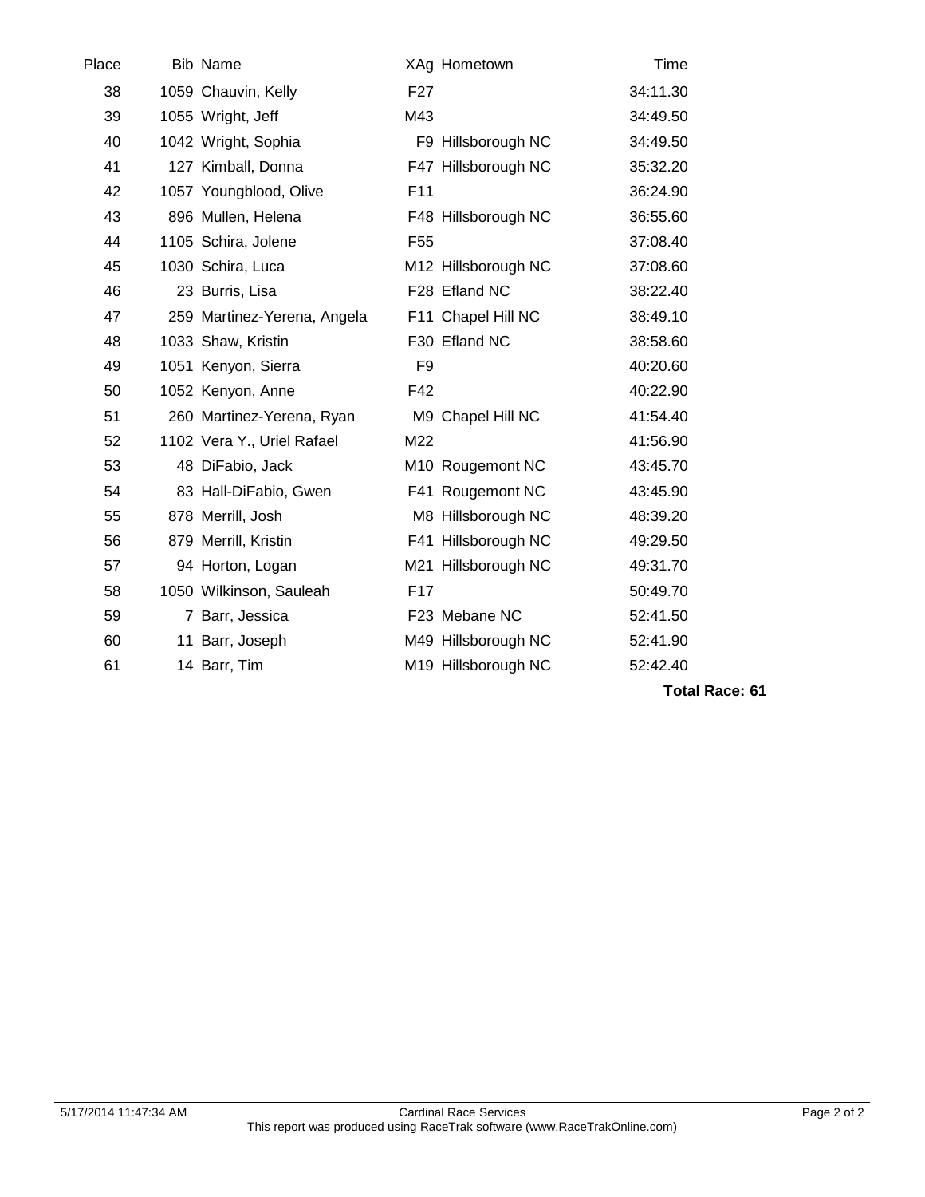| Place | Bib | Name | XAg | Hometown | Time |
|---|---|---|---|---|---|
| 38 | 1059 | Chauvin, Kelly | F27 | | 34:11.30 |
| 39 | 1055 | Wright, Jeff | M43 | | 34:49.50 |
| 40 | 1042 | Wright, Sophia | F9 | Hillsborough NC | 34:49.50 |
| 41 | 127 | Kimball, Donna | F47 | Hillsborough NC | 35:32.20 |
| 42 | 1057 | Youngblood, Olive | F11 | | 36:24.90 |
| 43 | 896 | Mullen, Helena | F48 | Hillsborough NC | 36:55.60 |
| 44 | 1105 | Schira, Jolene | F55 | | 37:08.40 |
| 45 | 1030 | Schira, Luca | M12 | Hillsborough NC | 37:08.60 |
| 46 | 23 | Burris, Lisa | F28 | Efland NC | 38:22.40 |
| 47 | 259 | Martinez-Yerena, Angela | F11 | Chapel Hill NC | 38:49.10 |
| 48 | 1033 | Shaw, Kristin | F30 | Efland NC | 38:58.60 |
| 49 | 1051 | Kenyon, Sierra | F9 | | 40:20.60 |
| 50 | 1052 | Kenyon, Anne | F42 | | 40:22.90 |
| 51 | 260 | Martinez-Yerena, Ryan | M9 | Chapel Hill NC | 41:54.40 |
| 52 | 1102 | Vera Y., Uriel Rafael | M22 | | 41:56.90 |
| 53 | 48 | DiFabio, Jack | M10 | Rougemont NC | 43:45.70 |
| 54 | 83 | Hall-DiFabio, Gwen | F41 | Rougemont NC | 43:45.90 |
| 55 | 878 | Merrill, Josh | M8 | Hillsborough NC | 48:39.20 |
| 56 | 879 | Merrill, Kristin | F41 | Hillsborough NC | 49:29.50 |
| 57 | 94 | Horton, Logan | M21 | Hillsborough NC | 49:31.70 |
| 58 | 1050 | Wilkinson, Sauleah | F17 | | 50:49.70 |
| 59 | 7 | Barr, Jessica | F23 | Mebane NC | 52:41.50 |
| 60 | 11 | Barr, Joseph | M49 | Hillsborough NC | 52:41.90 |
| 61 | 14 | Barr, Tim | M19 | Hillsborough NC | 52:42.40 |

**Total Race: 61**

5/17/2014 11:47:34 AM Cardinal Race Services
This report was produced using RaceTrak software (www.RaceTrakOnline.com)